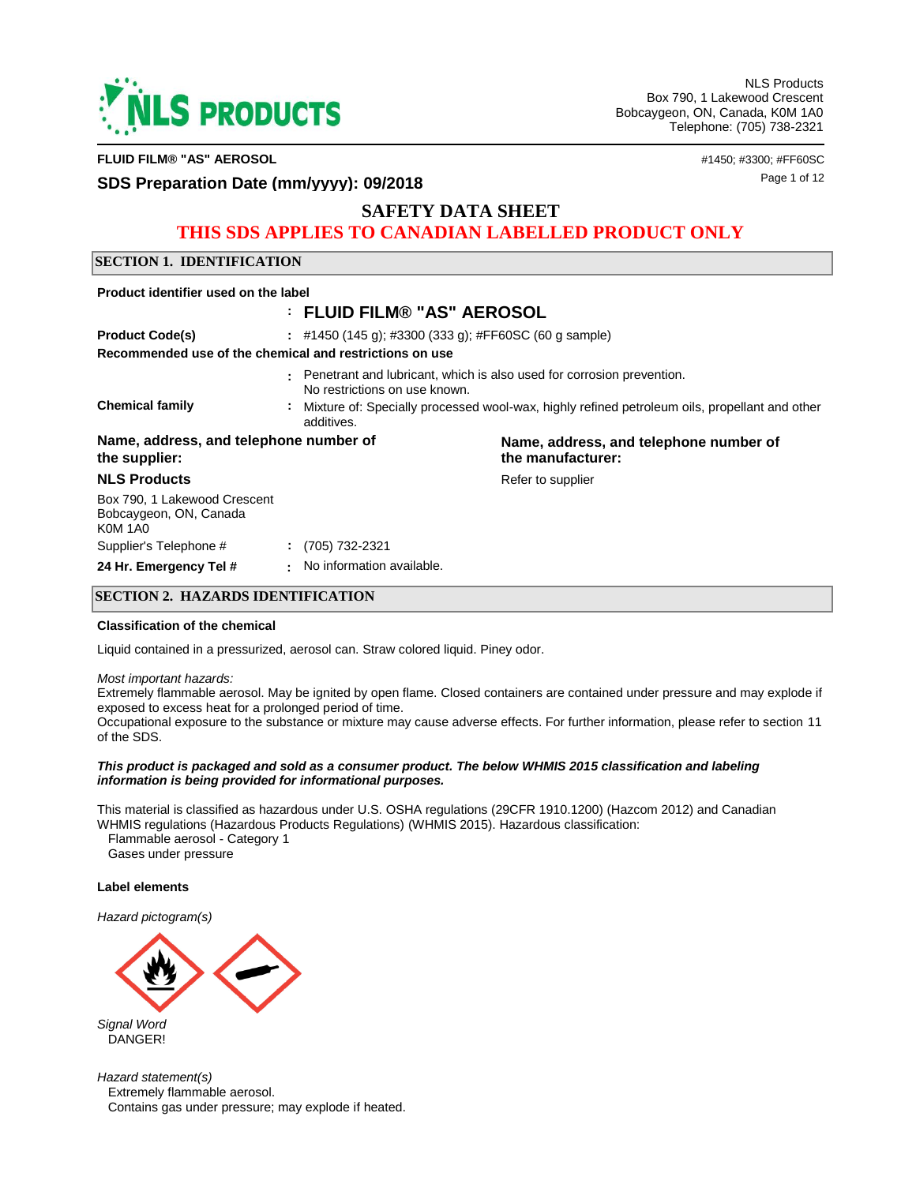NLS Products
Box 790, 1 Lakewood Crescent
Bobcaygeon, ON, Canada, K0M 1A0
Telephone: (705) 738-2321

**FLUID FILM® "AS" AEROSOL** — #1450; #3300; #FF60SC

**SDS Preparation Date (mm/yyyy): 09/2018**

# SAFETY DATA SHEET

## THIS SDS APPLIES TO CANADIAN LABELLED PRODUCT ONLY

## SECTION 1. IDENTIFICATION

**Product identifier used on the label**

: **FLUID FILM® "AS" AEROSOL**

**Product Code(s)** : #1450 (145 g); #3300 (333 g); #FF60SC (60 g sample)

**Recommended use of the chemical and restrictions on use**

: Penetrant and lubricant, which is also used for corrosion prevention.
No restrictions on use known.

**Chemical family** : Mixture of: Specially processed wool-wax, highly refined petroleum oils, propellant and other additives.

**Name, address, and telephone number of the supplier:**

**NLS Products**

Box 790, 1 Lakewood Crescent
Bobcaygeon, ON, Canada
K0M 1A0

Supplier's Telephone # : (705) 732-2321

**24 Hr. Emergency Tel #** : No information available.

**Name, address, and telephone number of the manufacturer:**

Refer to supplier

## SECTION 2. HAZARDS IDENTIFICATION

**Classification of the chemical**

Liquid contained in a pressurized, aerosol can. Straw colored liquid. Piney odor.

*Most important hazards:*
Extremely flammable aerosol. May be ignited by open flame. Closed containers are contained under pressure and may explode if exposed to excess heat for a prolonged period of time.
Occupational exposure to the substance or mixture may cause adverse effects. For further information, please refer to section 11 of the SDS.

***This product is packaged and sold as a consumer product. The below WHMIS 2015 classification and labeling information is being provided for informational purposes.***

This material is classified as hazardous under U.S. OSHA regulations (29CFR 1910.1200) (Hazcom 2012) and Canadian WHMIS regulations (Hazardous Products Regulations) (WHMIS 2015). Hazardous classification:
Flammable aerosol - Category 1
Gases under pressure

**Label elements**

*Hazard pictogram(s)*

*Signal Word*
DANGER!

*Hazard statement(s)*
Extremely flammable aerosol.
Contains gas under pressure; may explode if heated.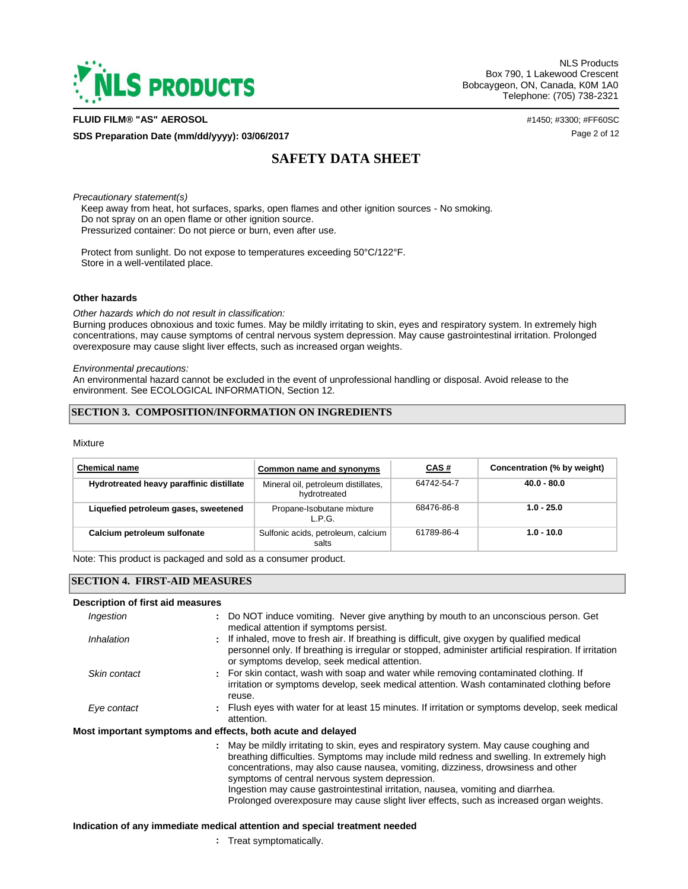*Precautionary statement(s)*

Keep away from heat, hot surfaces, sparks, open flames and other ignition sources - No smoking.
Do not spray on an open flame or other ignition source.
Pressurized container: Do not pierce or burn, even after use.

Protect from sunlight. Do not expose to temperatures exceeding 50°C/122°F.
Store in a well-ventilated place.

**Other hazards**

*Other hazards which do not result in classification:*

Burning produces obnoxious and toxic fumes. May be mildly irritating to skin, eyes and respiratory system. In extremely high concentrations, may cause symptoms of central nervous system depression. May cause gastrointestinal irritation. Prolonged overexposure may cause slight liver effects, such as increased organ weights.

*Environmental precautions:*

An environmental hazard cannot be excluded in the event of unprofessional handling or disposal. Avoid release to the environment. See ECOLOGICAL INFORMATION, Section 12.

## SECTION 3. COMPOSITION/INFORMATION ON INGREDIENTS

Mixture

| Chemical name | Common name and synonyms | CAS # | Concentration (% by weight) |
|---|---|---|---|
| **Hydrotreated heavy paraffinic distillate** | Mineral oil, petroleum distillates, hydrotreated | 64742-54-7 | **40.0 - 80.0** |
| **Liquefied petroleum gases, sweetened** | Propane-Isobutane mixture L.P.G. | 68476-86-8 | **1.0 - 25.0** |
| **Calcium petroleum sulfonate** | Sulfonic acids, petroleum, calcium salts | 61789-86-4 | **1.0 - 10.0** |

Note: This product is packaged and sold as a consumer product.

## SECTION 4. FIRST-AID MEASURES

**Description of first aid measures**

*Ingestion* : Do NOT induce vomiting. Never give anything by mouth to an unconscious person. Get medical attention if symptoms persist.

*Inhalation* : If inhaled, move to fresh air. If breathing is difficult, give oxygen by qualified medical personnel only. If breathing is irregular or stopped, administer artificial respiration. If irritation or symptoms develop, seek medical attention.

*Skin contact* : For skin contact, wash with soap and water while removing contaminated clothing. If irritation or symptoms develop, seek medical attention. Wash contaminated clothing before reuse.

*Eye contact* : Flush eyes with water for at least 15 minutes. If irritation or symptoms develop, seek medical attention.

**Most important symptoms and effects, both acute and delayed**

: May be mildly irritating to skin, eyes and respiratory system. May cause coughing and breathing difficulties. Symptoms may include mild redness and swelling. In extremely high concentrations, may also cause nausea, vomiting, dizziness, drowsiness and other symptoms of central nervous system depression.
Ingestion may cause gastrointestinal irritation, nausea, vomiting and diarrhea.
Prolonged overexposure may cause slight liver effects, such as increased organ weights.

**Indication of any immediate medical attention and special treatment needed**

: Treat symptomatically.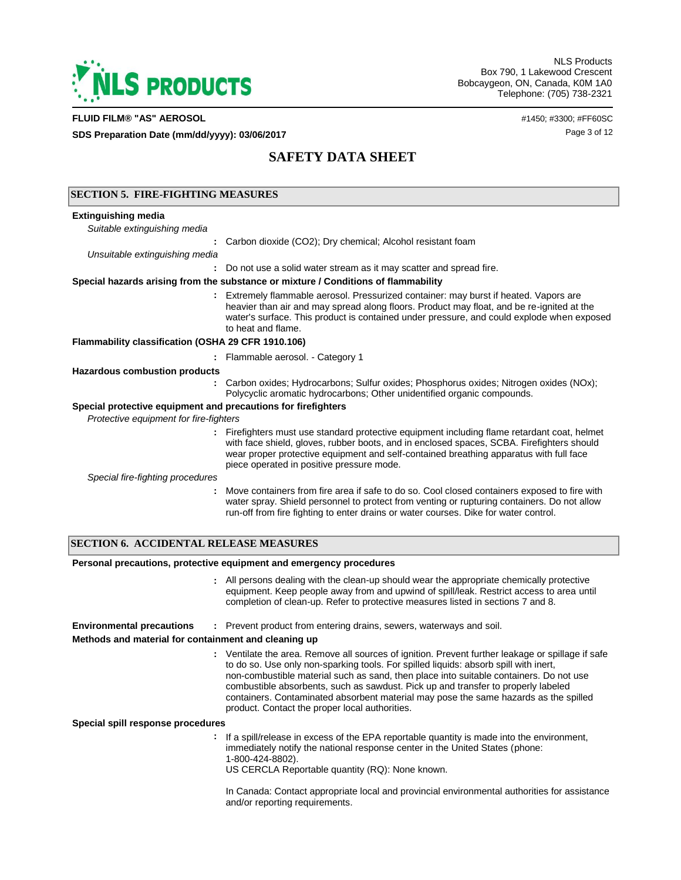## SECTION 5. FIRE-FIGHTING MEASURES

**Extinguishing media**

*Suitable extinguishing media*

: Carbon dioxide ($CO_2$); Dry chemical; Alcohol resistant foam

*Unsuitable extinguishing media*

: Do not use a solid water stream as it may scatter and spread fire.

**Special hazards arising from the substance or mixture / Conditions of flammability**

: Extremely flammable aerosol. Pressurized container: may burst if heated. Vapors are heavier than air and may spread along floors. Product may float, and be re-ignited at the water's surface. This product is contained under pressure, and could explode when exposed to heat and flame.

**Flammability classification (OSHA 29 CFR 1910.106)**

: Flammable aerosol. - Category 1

**Hazardous combustion products**

: Carbon oxides; Hydrocarbons; Sulfur oxides; Phosphorus oxides; Nitrogen oxides (NOx); Polycyclic aromatic hydrocarbons; Other unidentified organic compounds.

**Special protective equipment and precautions for firefighters**

*Protective equipment for fire-fighters*

: Firefighters must use standard protective equipment including flame retardant coat, helmet with face shield, gloves, rubber boots, and in enclosed spaces, SCBA. Firefighters should wear proper protective equipment and self-contained breathing apparatus with full face piece operated in positive pressure mode.

*Special fire-fighting procedures*

: Move containers from fire area if safe to do so. Cool closed containers exposed to fire with water spray. Shield personnel to protect from venting or rupturing containers. Do not allow run-off from fire fighting to enter drains or water courses. Dike for water control.

## SECTION 6. ACCIDENTAL RELEASE MEASURES

**Personal precautions, protective equipment and emergency procedures**

: All persons dealing with the clean-up should wear the appropriate chemically protective equipment. Keep people away from and upwind of spill/leak. Restrict access to area until completion of clean-up. Refer to protective measures listed in sections 7 and 8.

**Environmental precautions** : Prevent product from entering drains, sewers, waterways and soil.

**Methods and material for containment and cleaning up**

: Ventilate the area. Remove all sources of ignition. Prevent further leakage or spillage if safe to do so. Use only non-sparking tools. For spilled liquids: absorb spill with inert, non-combustible material such as sand, then place into suitable containers. Do not use combustible absorbents, such as sawdust. Pick up and transfer to properly labeled containers. Contaminated absorbent material may pose the same hazards as the spilled product. Contact the proper local authorities.

**Special spill response procedures**

: If a spill/release in excess of the EPA reportable quantity is made into the environment, immediately notify the national response center in the United States (phone: 1-800-424-8802).
US CERCLA Reportable quantity (RQ): None known.

In Canada: Contact appropriate local and provincial environmental authorities for assistance and/or reporting requirements.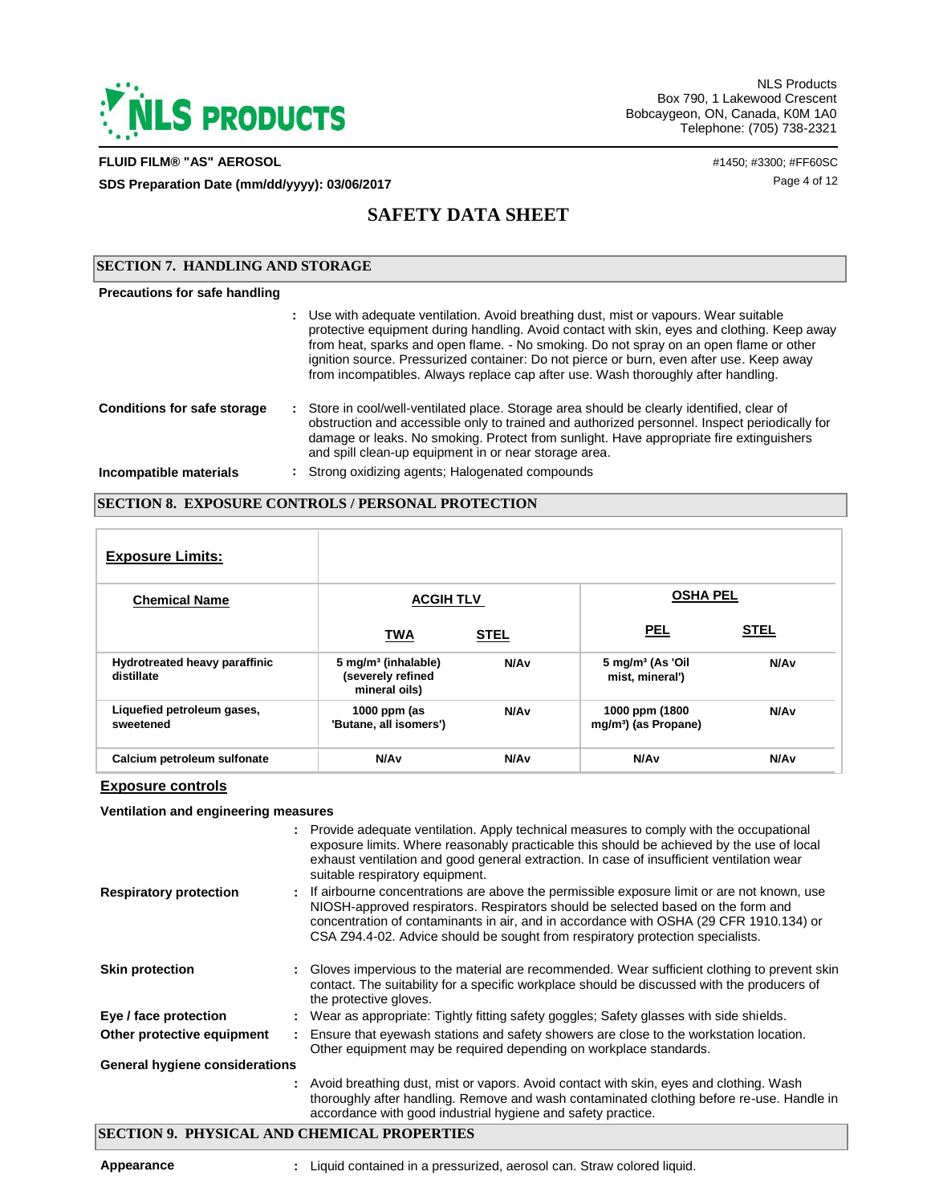# SAFETY DATA SHEET

## SECTION 7. HANDLING AND STORAGE

**Precautions for safe handling**

: Use with adequate ventilation. Avoid breathing dust, mist or vapours. Wear suitable protective equipment during handling. Avoid contact with skin, eyes and clothing. Keep away from heat, sparks and open flame. - No smoking. Do not spray on an open flame or other ignition source. Pressurized container: Do not pierce or burn, even after use. Keep away from incompatibles. Always replace cap after use. Wash thoroughly after handling.

**Conditions for safe storage** : Store in cool/well-ventilated place. Storage area should be clearly identified, clear of obstruction and accessible only to trained and authorized personnel. Inspect periodically for damage or leaks. No smoking. Protect from sunlight. Have appropriate fire extinguishers and spill clean-up equipment in or near storage area.

**Incompatible materials** : Strong oxidizing agents; Halogenated compounds

## SECTION 8. EXPOSURE CONTROLS / PERSONAL PROTECTION

**Exposure Limits:**

| Chemical Name | ACGIH TLV | | OSHA PEL | |
|---|---|---|---|---|
| | TWA | STEL | PEL | STEL |
| Hydrotreated heavy paraffinic distillate | 5 mg/m³ (inhalable) (severely refined mineral oils) | N/Av | 5 mg/m³ (As 'Oil mist, mineral') | N/Av |
| Liquefied petroleum gases, sweetened | 1000 ppm (as 'Butane, all isomers') | N/Av | 1000 ppm (1800 mg/m³) (as Propane) | N/Av |
| Calcium petroleum sulfonate | N/Av | N/Av | N/Av | N/Av |

**Exposure controls**

**Ventilation and engineering measures**

: Provide adequate ventilation. Apply technical measures to comply with the occupational exposure limits. Where reasonably practicable this should be achieved by the use of local exhaust ventilation and good general extraction. In case of insufficient ventilation wear suitable respiratory equipment.

**Respiratory protection** : If airbourne concentrations are above the permissible exposure limit or are not known, use NIOSH-approved respirators. Respirators should be selected based on the form and concentration of contaminants in air, and in accordance with OSHA (29 CFR 1910.134) or CSA Z94.4-02. Advice should be sought from respiratory protection specialists.

**Skin protection** : Gloves impervious to the material are recommended. Wear sufficient clothing to prevent skin contact. The suitability for a specific workplace should be discussed with the producers of the protective gloves.

**Eye / face protection** : Wear as appropriate: Tightly fitting safety goggles; Safety glasses with side shields.

**Other protective equipment** : Ensure that eyewash stations and safety showers are close to the workstation location. Other equipment may be required depending on workplace standards.

**General hygiene considerations**

: Avoid breathing dust, mist or vapors. Avoid contact with skin, eyes and clothing. Wash thoroughly after handling. Remove and wash contaminated clothing before re-use. Handle in accordance with good industrial hygiene and safety practice.

## SECTION 9. PHYSICAL AND CHEMICAL PROPERTIES

**Appearance** : Liquid contained in a pressurized, aerosol can. Straw colored liquid.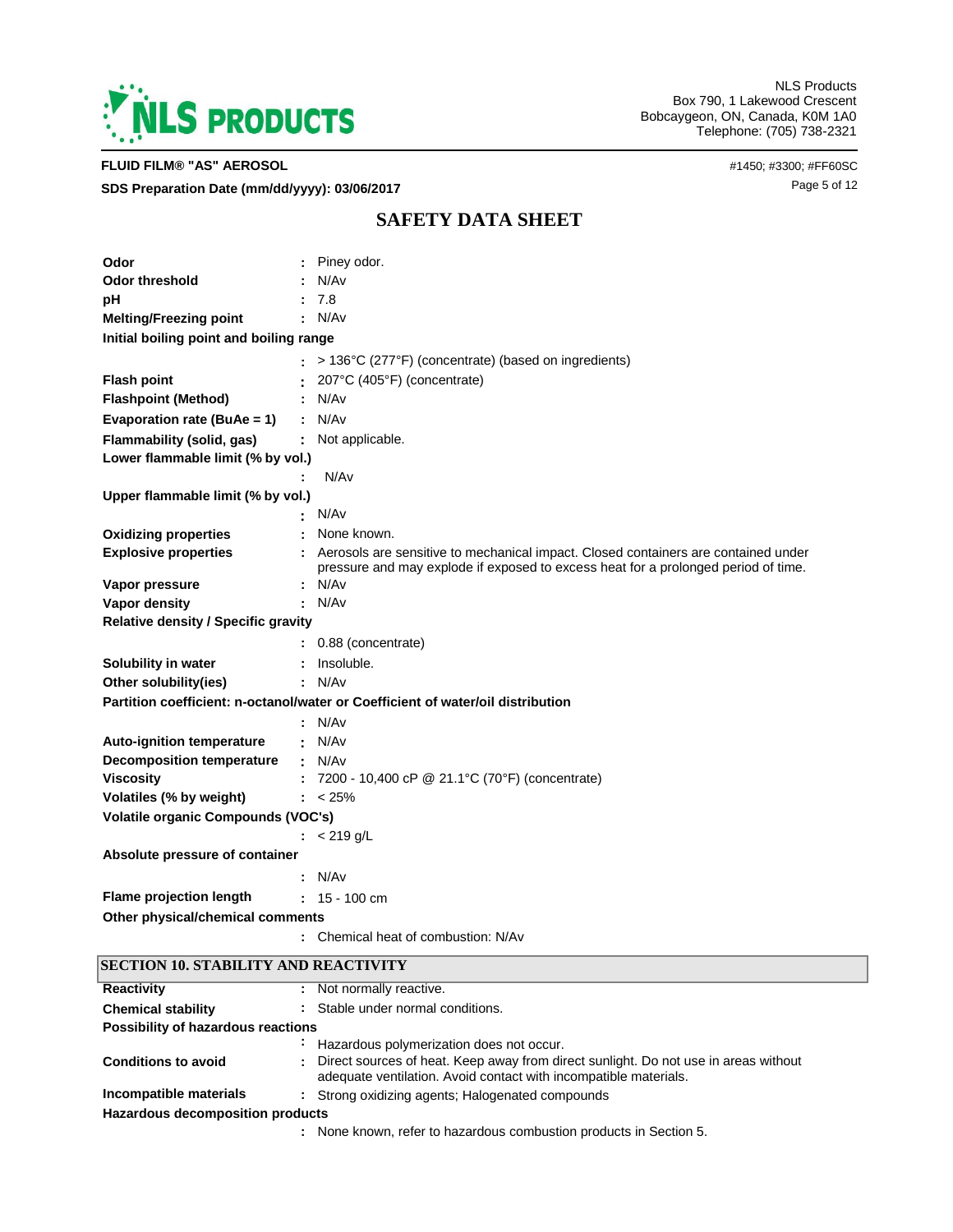| Property | | Value |
|---|---|---|
| **Odor** | : | Piney odor. |
| **Odor threshold** | : | N/Av |
| **pH** | : | 7.8 |
| **Melting/Freezing point** | : | N/Av |
| **Initial boiling point and boiling range** | : | > 136°C (277°F) (concentrate) (based on ingredients) |
| **Flash point** | : | 207°C (405°F) (concentrate) |
| **Flashpoint (Method)** | : | N/Av |
| **Evaporation rate (BuAe = 1)** | : | N/Av |
| **Flammability (solid, gas)** | : | Not applicable. |
| **Lower flammable limit (% by vol.)** | : | N/Av |
| **Upper flammable limit (% by vol.)** | : | N/Av |
| **Oxidizing properties** | : | None known. |
| **Explosive properties** | : | Aerosols are sensitive to mechanical impact. Closed containers are contained under pressure and may explode if exposed to excess heat for a prolonged period of time. |
| **Vapor pressure** | : | N/Av |
| **Vapor density** | : | N/Av |
| **Relative density / Specific gravity** | : | 0.88 (concentrate) |
| **Solubility in water** | : | Insoluble. |
| **Other solubility(ies)** | : | N/Av |
| **Partition coefficient: n-octanol/water or Coefficient of water/oil distribution** | : | N/Av |
| **Auto-ignition temperature** | : | N/Av |
| **Decomposition temperature** | : | N/Av |
| **Viscosity** | : | 7200 - 10,400 cP @ 21.1°C (70°F) (concentrate) |
| **Volatiles (% by weight)** | : | < 25% |
| **Volatile organic Compounds (VOC's)** | : | < 219 g/L |
| **Absolute pressure of container** | : | N/Av |
| **Flame projection length** | : | 15 - 100 cm |
| **Other physical/chemical comments** | : | Chemical heat of combustion: N/Av |

## SECTION 10. STABILITY AND REACTIVITY

| Property | | Value |
|---|---|---|
| **Reactivity** | : | Not normally reactive. |
| **Chemical stability** | : | Stable under normal conditions. |
| **Possibility of hazardous reactions** | : | Hazardous polymerization does not occur. |
| **Conditions to avoid** | : | Direct sources of heat. Keep away from direct sunlight. Do not use in areas without adequate ventilation. Avoid contact with incompatible materials. |
| **Incompatible materials** | : | Strong oxidizing agents; Halogenated compounds |
| **Hazardous decomposition products** | : | None known, refer to hazardous combustion products in Section 5. |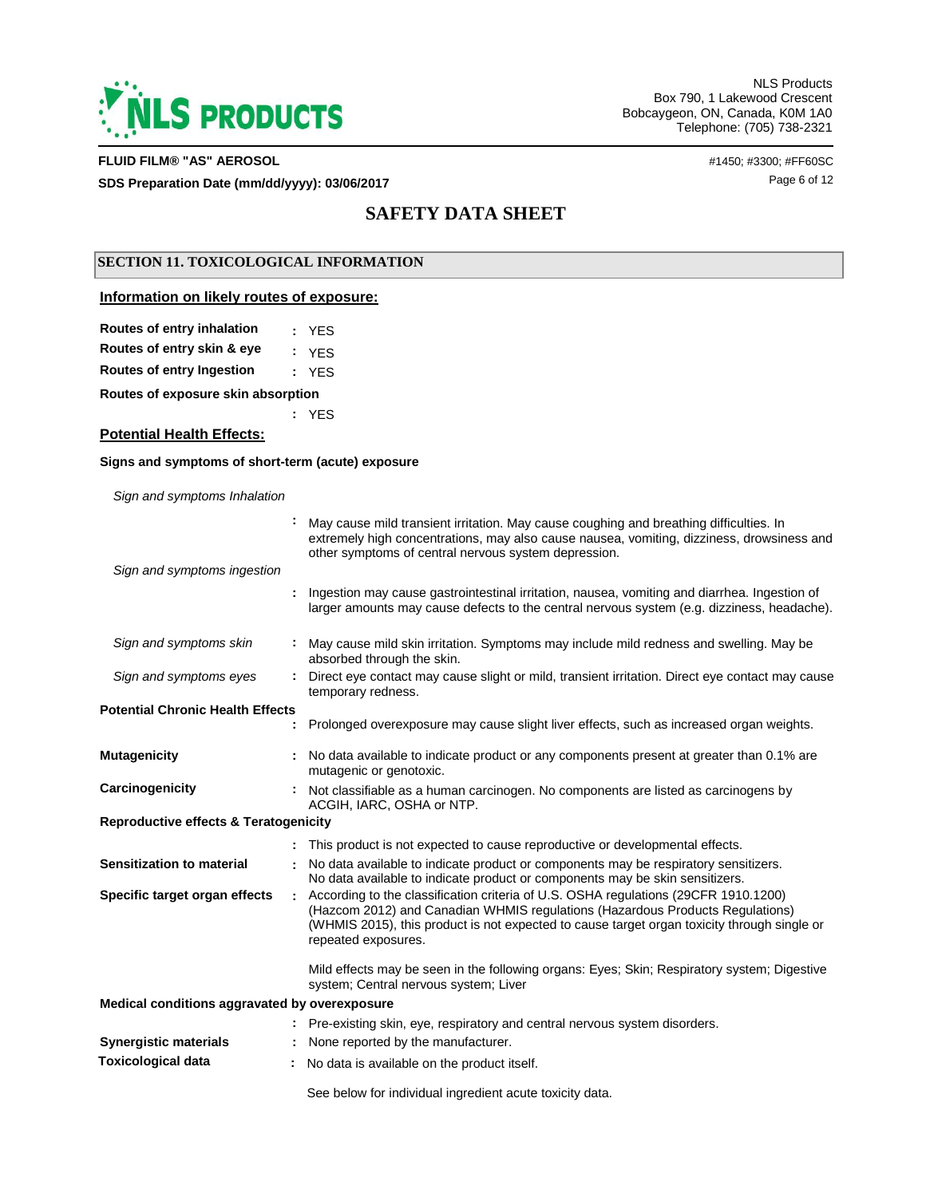## SECTION 11. TOXICOLOGICAL INFORMATION

### Information on likely routes of exposure:

**Routes of entry inhalation** : YES

**Routes of entry skin & eye** : YES

**Routes of entry Ingestion** : YES

**Routes of exposure skin absorption** : YES

### Potential Health Effects:

**Signs and symptoms of short-term (acute) exposure**

*Sign and symptoms Inhalation* : May cause mild transient irritation. May cause coughing and breathing difficulties. In extremely high concentrations, may also cause nausea, vomiting, dizziness, drowsiness and other symptoms of central nervous system depression.

*Sign and symptoms ingestion* : Ingestion may cause gastrointestinal irritation, nausea, vomiting and diarrhea. Ingestion of larger amounts may cause defects to the central nervous system (e.g. dizziness, headache).

*Sign and symptoms skin* : May cause mild skin irritation. Symptoms may include mild redness and swelling. May be absorbed through the skin.

*Sign and symptoms eyes* : Direct eye contact may cause slight or mild, transient irritation. Direct eye contact may cause temporary redness.

**Potential Chronic Health Effects** : Prolonged overexposure may cause slight liver effects, such as increased organ weights.

**Mutagenicity** : No data available to indicate product or any components present at greater than 0.1% are mutagenic or genotoxic.

**Carcinogenicity** : Not classifiable as a human carcinogen. No components are listed as carcinogens by ACGIH, IARC, OSHA or NTP.

**Reproductive effects & Teratogenicity** : This product is not expected to cause reproductive or developmental effects.

**Sensitization to material** : No data available to indicate product or components may be respiratory sensitizers. No data available to indicate product or components may be skin sensitizers.

**Specific target organ effects** : According to the classification criteria of U.S. OSHA regulations (29CFR 1910.1200) (Hazcom 2012) and Canadian WHMIS regulations (Hazardous Products Regulations) (WHMIS 2015), this product is not expected to cause target organ toxicity through single or repeated exposures.

Mild effects may be seen in the following organs: Eyes; Skin; Respiratory system; Digestive system; Central nervous system; Liver

**Medical conditions aggravated by overexposure** : Pre-existing skin, eye, respiratory and central nervous system disorders.

**Synergistic materials** : None reported by the manufacturer.

**Toxicological data** : No data is available on the product itself.

See below for individual ingredient acute toxicity data.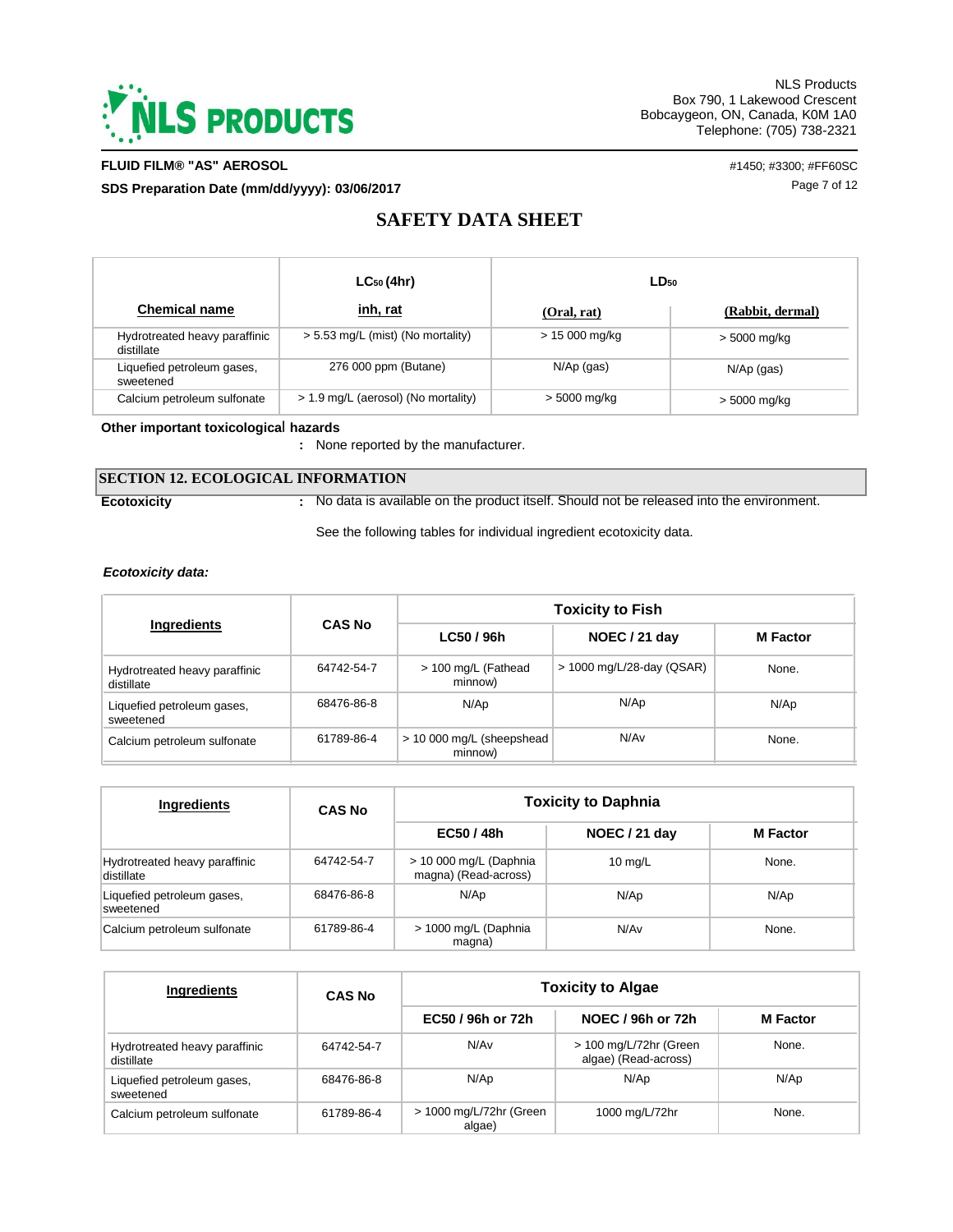**FLUID FILM® "AS" AEROSOL**

**SDS Preparation Date (mm/dd/yyyy): 03/06/2017**

#1450; #3300; #FF60SC

# SAFETY DATA SHEET

| Chemical name | $LC_{50}$ (4hr) inh, rat | $LD_{50}$ (Oral, rat) | $LD_{50}$ (Rabbit, dermal) |
|---|---|---|---|
| Hydrotreated heavy paraffinic distillate | > 5.53 mg/L (mist) (No mortality) | > 15 000 mg/kg | > 5000 mg/kg |
| Liquefied petroleum gases, sweetened | 276 000 ppm (Butane) | N/Ap (gas) | N/Ap (gas) |
| Calcium petroleum sulfonate | > 1.9 mg/L (aerosol) (No mortality) | > 5000 mg/kg | > 5000 mg/kg |

**Other important toxicological hazards**

: None reported by the manufacturer.

## SECTION 12. ECOLOGICAL INFORMATION

**Ecotoxicity** : No data is available on the product itself. Should not be released into the environment.

See the following tables for individual ingredient ecotoxicity data.

***Ecotoxicity data:***

| Ingredients | CAS No | Toxicity to Fish | | |
|---|---|---|---|---|
| | | LC50 / 96h | NOEC / 21 day | M Factor |
| Hydrotreated heavy paraffinic distillate | 64742-54-7 | > 100 mg/L (Fathead minnow) | > 1000 mg/L/28-day (QSAR) | None. |
| Liquefied petroleum gases, sweetened | 68476-86-8 | N/Ap | N/Ap | N/Ap |
| Calcium petroleum sulfonate | 61789-86-4 | > 10 000 mg/L (sheepshead minnow) | N/Av | None. |

| Ingredients | CAS No | Toxicity to Daphnia | | |
|---|---|---|---|---|
| | | EC50 / 48h | NOEC / 21 day | M Factor |
| Hydrotreated heavy paraffinic distillate | 64742-54-7 | > 10 000 mg/L (Daphnia magna) (Read-across) | 10 mg/L | None. |
| Liquefied petroleum gases, sweetened | 68476-86-8 | N/Ap | N/Ap | N/Ap |
| Calcium petroleum sulfonate | 61789-86-4 | > 1000 mg/L (Daphnia magna) | N/Av | None. |

| Ingredients | CAS No | Toxicity to Algae | | |
|---|---|---|---|---|
| | | EC50 / 96h or 72h | NOEC / 96h or 72h | M Factor |
| Hydrotreated heavy paraffinic distillate | 64742-54-7 | N/Av | > 100 mg/L/72hr (Green algae) (Read-across) | None. |
| Liquefied petroleum gases, sweetened | 68476-86-8 | N/Ap | N/Ap | N/Ap |
| Calcium petroleum sulfonate | 61789-86-4 | > 1000 mg/L/72hr (Green algae) | 1000 mg/L/72hr | None. |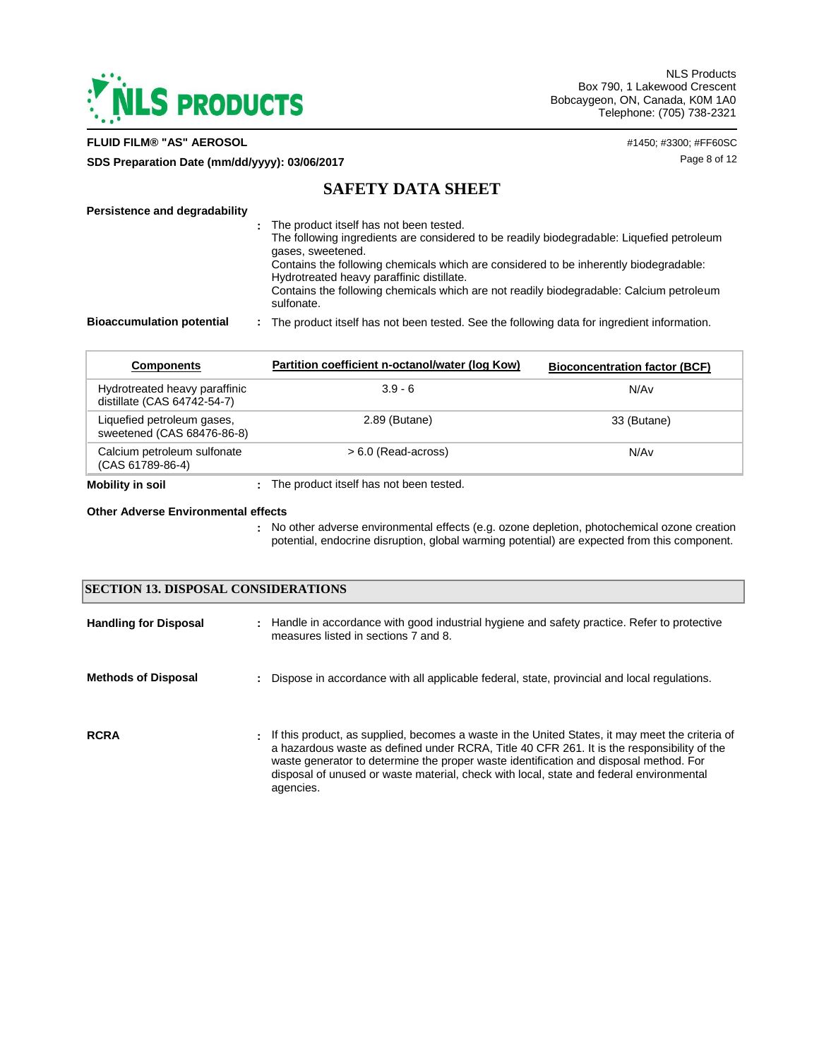**Persistence and degradability**

: The product itself has not been tested.
The following ingredients are considered to be readily biodegradable: Liquefied petroleum gases, sweetened.
Contains the following chemicals which are considered to be inherently biodegradable: Hydrotreated heavy paraffinic distillate.
Contains the following chemicals which are not readily biodegradable: Calcium petroleum sulfonate.

**Bioaccumulation potential** : The product itself has not been tested. See the following data for ingredient information.

| Components | Partition coefficient n-octanol/water (log Kow) | Bioconcentration factor (BCF) |
|---|---|---|
| Hydrotreated heavy paraffinic distillate (CAS 64742-54-7) | 3.9 - 6 | N/Av |
| Liquefied petroleum gases, sweetened (CAS 68476-86-8) | 2.89 (Butane) | 33 (Butane) |
| Calcium petroleum sulfonate (CAS 61789-86-4) | > 6.0 (Read-across) | N/Av |

**Mobility in soil** : The product itself has not been tested.

**Other Adverse Environmental effects**

: No other adverse environmental effects (e.g. ozone depletion, photochemical ozone creation potential, endocrine disruption, global warming potential) are expected from this component.

## SECTION 13. DISPOSAL CONSIDERATIONS

**Handling for Disposal** : Handle in accordance with good industrial hygiene and safety practice. Refer to protective measures listed in sections 7 and 8.

**Methods of Disposal** : Dispose in accordance with all applicable federal, state, provincial and local regulations.

**RCRA** : If this product, as supplied, becomes a waste in the United States, it may meet the criteria of a hazardous waste as defined under RCRA, Title 40 CFR 261. It is the responsibility of the waste generator to determine the proper waste identification and disposal method. For disposal of unused or waste material, check with local, state and federal environmental agencies.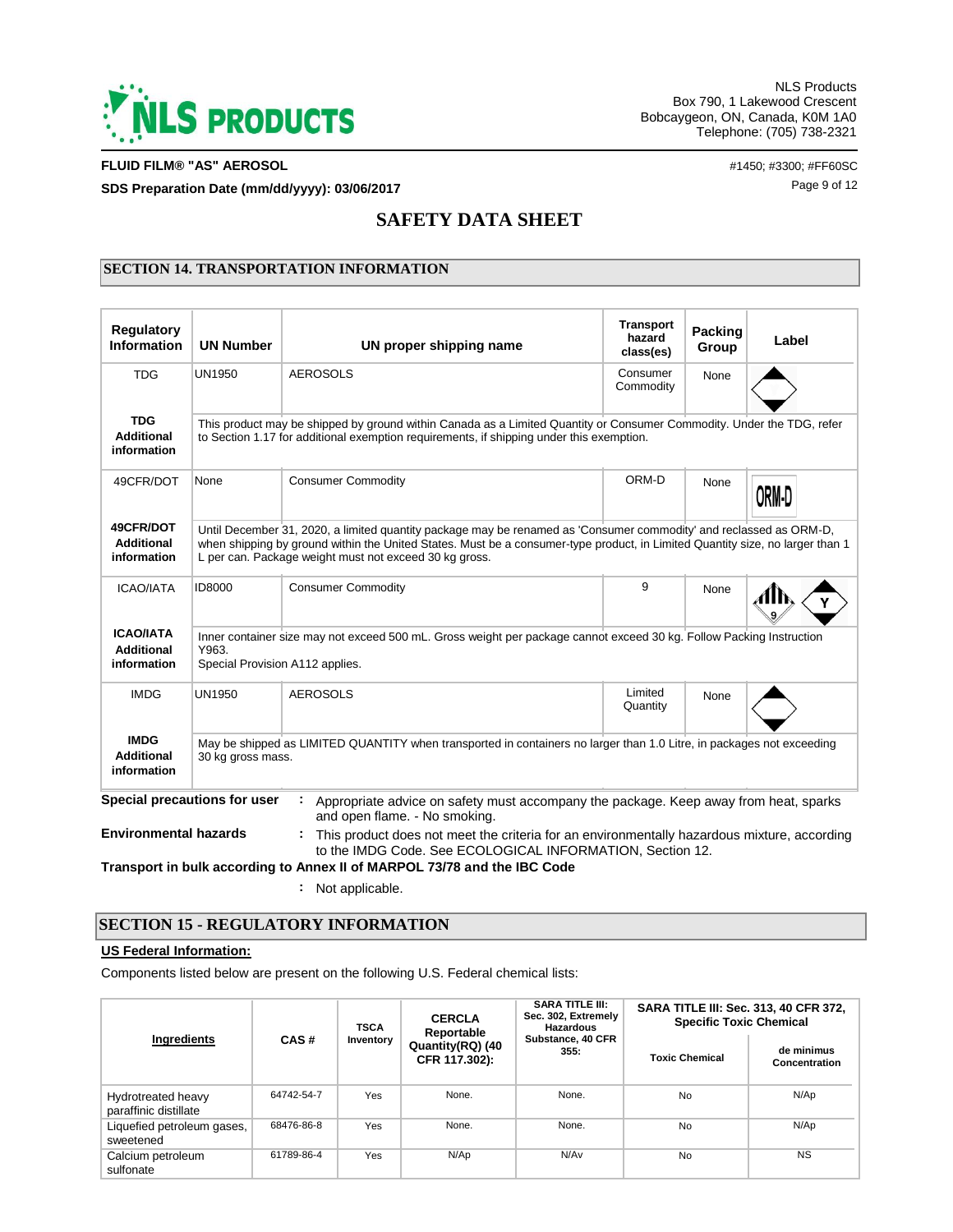**FLUID FILM® "AS" AEROSOL** #1450; #3300; #FF60SC

**SDS Preparation Date (mm/dd/yyyy): 03/06/2017**

# SAFETY DATA SHEET

## SECTION 14. TRANSPORTATION INFORMATION

| Regulatory Information | UN Number | UN proper shipping name | Transport hazard class(es) | Packing Group | Label |
|---|---|---|---|---|---|
| TDG | UN1950 | AEROSOLS | Consumer Commodity | None | |
| **TDG Additional information** | This product may be shipped by ground within Canada as a Limited Quantity or Consumer Commodity. Under the TDG, refer to Section 1.17 for additional exemption requirements, if shipping under this exemption. | | | | |
| 49CFR/DOT | None | Consumer Commodity | ORM-D | None | ORM-D |
| **49CFR/DOT Additional information** | Until December 31, 2020, a limited quantity package may be renamed as 'Consumer commodity' and reclassed as ORM-D, when shipping by ground within the United States. Must be a consumer-type product, in Limited Quantity size, no larger than 1 L per can. Package weight must not exceed 30 kg gross. | | | | |
| ICAO/IATA | ID8000 | Consumer Commodity | 9 | None | |
| **ICAO/IATA Additional information** | Inner container size may not exceed 500 mL. Gross weight per package cannot exceed 30 kg. Follow Packing Instruction Y963. Special Provision A112 applies. | | | | |
| IMDG | UN1950 | AEROSOLS | Limited Quantity | None | |
| **IMDG Additional information** | May be shipped as LIMITED QUANTITY when transported in containers no larger than 1.0 Litre, in packages not exceeding 30 kg gross mass. | | | | |

**Special precautions for user** : Appropriate advice on safety must accompany the package. Keep away from heat, sparks and open flame. - No smoking.

**Environmental hazards** : This product does not meet the criteria for an environmentally hazardous mixture, according to the IMDG Code. See ECOLOGICAL INFORMATION, Section 12.

**Transport in bulk according to Annex II of MARPOL 73/78 and the IBC Code**

: Not applicable.

## SECTION 15 - REGULATORY INFORMATION

**US Federal Information:**

Components listed below are present on the following U.S. Federal chemical lists:

| Ingredients | CAS # | TSCA Inventory | CERCLA Reportable Quantity(RQ) (40 CFR 117.302): | SARA TITLE III: Sec. 302, Extremely Hazardous Substance, 40 CFR 355: | SARA TITLE III: Sec. 313, 40 CFR 372, Specific Toxic Chemical | |
|---|---|---|---|---|---|---|
| | | | | | Toxic Chemical | de minimus Concentration |
| Hydrotreated heavy paraffinic distillate | 64742-54-7 | Yes | None. | None. | No | N/Ap |
| Liquefied petroleum gases, sweetened | 68476-86-8 | Yes | None. | None. | No | N/Ap |
| Calcium petroleum sulfonate | 61789-86-4 | Yes | N/Ap | N/Av | No | NS |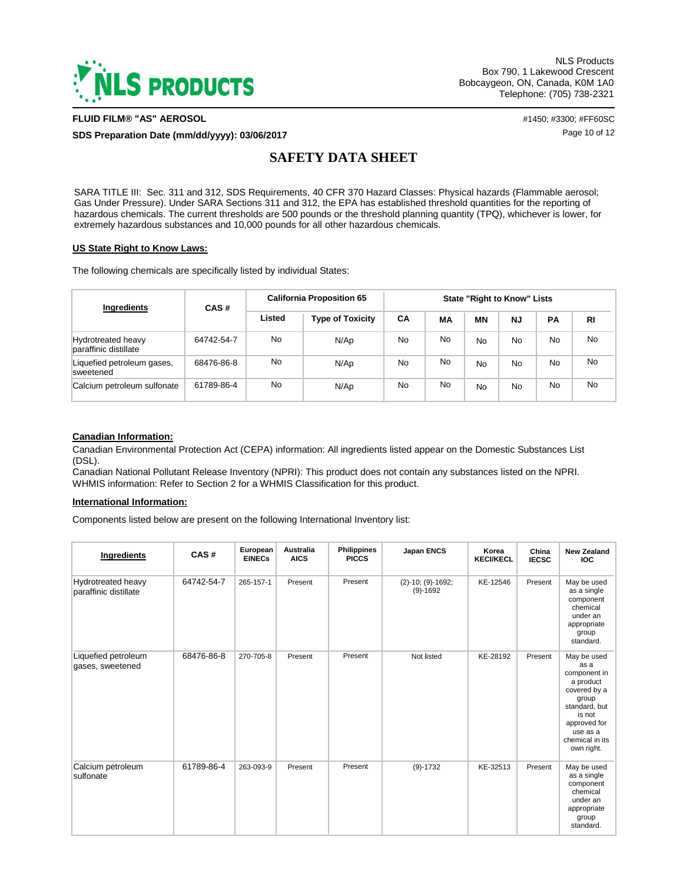SARA TITLE III: Sec. 311 and 312, SDS Requirements, 40 CFR 370 Hazard Classes: Physical hazards (Flammable aerosol; Gas Under Pressure). Under SARA Sections 311 and 312, the EPA has established threshold quantities for the reporting of hazardous chemicals. The current thresholds are 500 pounds or the threshold planning quantity (TPQ), whichever is lower, for extremely hazardous substances and 10,000 pounds for all other hazardous chemicals.

**US State Right to Know Laws:**

The following chemicals are specifically listed by individual States:

| Ingredients | CAS # | California Proposition 65 | | State "Right to Know" Lists | | | | | |
|---|---|---|---|---|---|---|---|---|---|
| | | Listed | Type of Toxicity | CA | MA | MN | NJ | PA | RI |
| Hydrotreated heavy paraffinic distillate | 64742-54-7 | No | N/Ap | No | No | No | No | No | No |
| Liquefied petroleum gases, sweetened | 68476-86-8 | No | N/Ap | No | No | No | No | No | No |
| Calcium petroleum sulfonate | 61789-86-4 | No | N/Ap | No | No | No | No | No | No |

**Canadian Information:**

Canadian Environmental Protection Act (CEPA) information: All ingredients listed appear on the Domestic Substances List (DSL).
Canadian National Pollutant Release Inventory (NPRI): This product does not contain any substances listed on the NPRI.
WHMIS information: Refer to Section 2 for a WHMIS Classification for this product.

**International Information:**

Components listed below are present on the following International Inventory list:

| Ingredients | CAS # | European EINECs | Australia AICS | Philippines PICCS | Japan ENCS | Korea KECI/KECL | China IECSC | New Zealand IOC |
|---|---|---|---|---|---|---|---|---|
| Hydrotreated heavy paraffinic distillate | 64742-54-7 | 265-157-1 | Present | Present | (2)-10; (9)-1692; (9)-1692 | KE-12546 | Present | May be used as a single component chemical under an appropriate group standard. |
| Liquefied petroleum gases, sweetened | 68476-86-8 | 270-705-8 | Present | Present | Not listed | KE-28192 | Present | May be used as a component in a product covered by a group standard, but is not approved for use as a chemical in its own right. |
| Calcium petroleum sulfonate | 61789-86-4 | 263-093-9 | Present | Present | (9)-1732 | KE-32513 | Present | May be used as a single component chemical under an appropriate group standard. |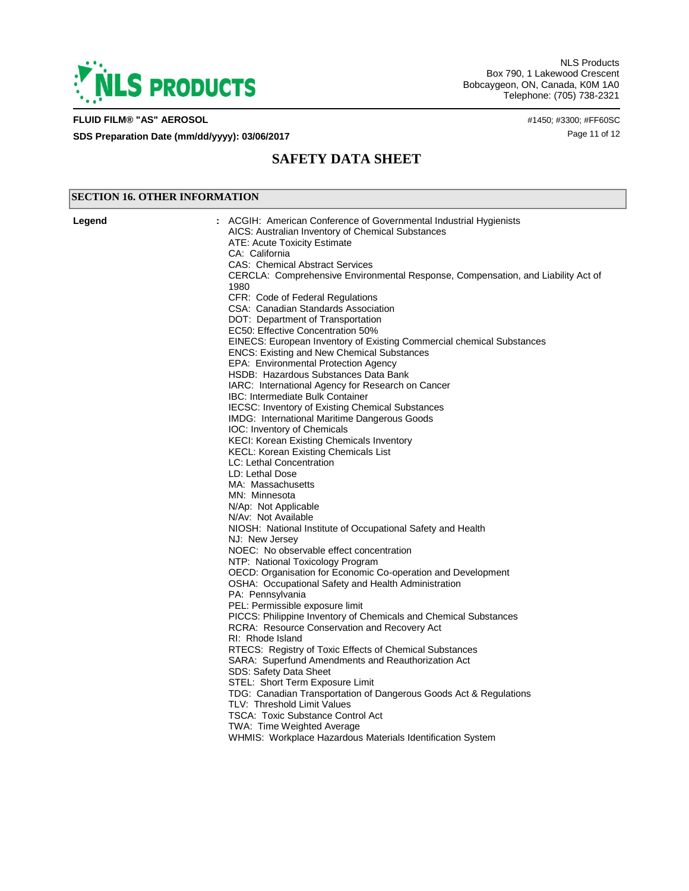## SECTION 16. OTHER INFORMATION

**Legend** :

ACGIH: American Conference of Governmental Industrial Hygienists
AICS: Australian Inventory of Chemical Substances
ATE: Acute Toxicity Estimate
CA: California
CAS: Chemical Abstract Services
CERCLA: Comprehensive Environmental Response, Compensation, and Liability Act of 1980
CFR: Code of Federal Regulations
CSA: Canadian Standards Association
DOT: Department of Transportation
EC50: Effective Concentration 50%
EINECS: European Inventory of Existing Commercial chemical Substances
ENCS: Existing and New Chemical Substances
EPA: Environmental Protection Agency
HSDB: Hazardous Substances Data Bank
IARC: International Agency for Research on Cancer
IBC: Intermediate Bulk Container
IECSC: Inventory of Existing Chemical Substances
IMDG: International Maritime Dangerous Goods
IOC: Inventory of Chemicals
KECI: Korean Existing Chemicals Inventory
KECL: Korean Existing Chemicals List
LC: Lethal Concentration
LD: Lethal Dose
MA: Massachusetts
MN: Minnesota
N/Ap: Not Applicable
N/Av: Not Available
NIOSH: National Institute of Occupational Safety and Health
NJ: New Jersey
NOEC: No observable effect concentration
NTP: National Toxicology Program
OECD: Organisation for Economic Co-operation and Development
OSHA: Occupational Safety and Health Administration
PA: Pennsylvania
PEL: Permissible exposure limit
PICCS: Philippine Inventory of Chemicals and Chemical Substances
RCRA: Resource Conservation and Recovery Act
RI: Rhode Island
RTECS: Registry of Toxic Effects of Chemical Substances
SARA: Superfund Amendments and Reauthorization Act
SDS: Safety Data Sheet
STEL: Short Term Exposure Limit
TDG: Canadian Transportation of Dangerous Goods Act & Regulations
TLV: Threshold Limit Values
TSCA: Toxic Substance Control Act
TWA: Time Weighted Average
WHMIS: Workplace Hazardous Materials Identification System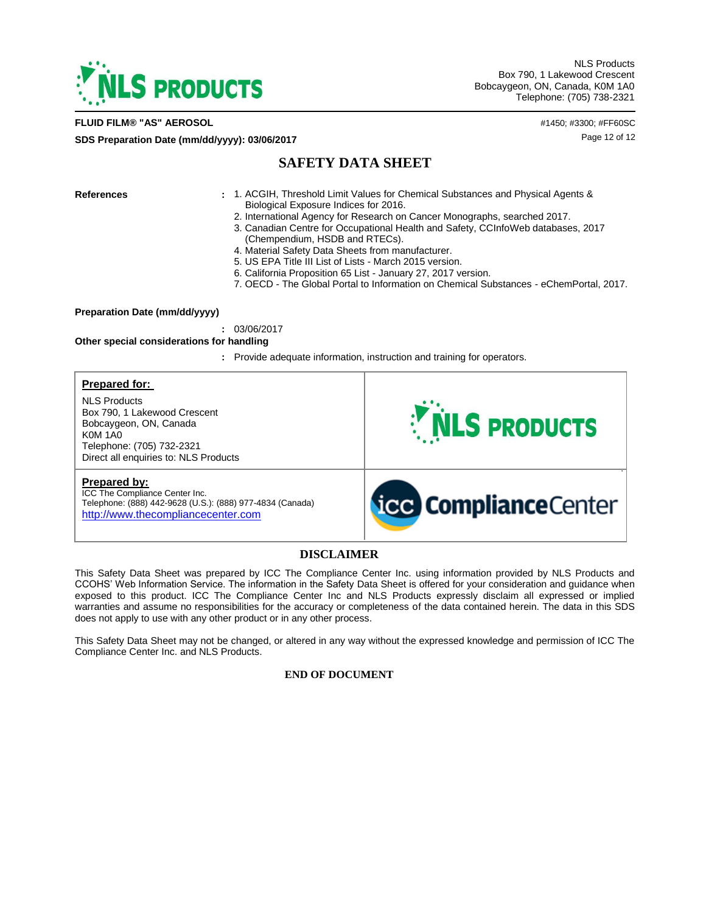# SAFETY DATA SHEET

**References** : 1. ACGIH, Threshold Limit Values for Chemical Substances and Physical Agents & Biological Exposure Indices for 2016.
2. International Agency for Research on Cancer Monographs, searched 2017.
3. Canadian Centre for Occupational Health and Safety, CCInfoWeb databases, 2017 (Chempendium, HSDB and RTECs).
4. Material Safety Data Sheets from manufacturer.
5. US EPA Title III List of Lists - March 2015 version.
6. California Proposition 65 List - January 27, 2017 version.
7. OECD - The Global Portal to Information on Chemical Substances - eChemPortal, 2017.

**Preparation Date (mm/dd/yyyy)** : 03/06/2017

**Other special considerations for handling** : Provide adequate information, instruction and training for operators.

| | |
|---|---|
| **Prepared for:**<br>NLS Products<br>Box 790, 1 Lakewood Crescent<br>Bobcaygeon, ON, Canada<br>K0M 1A0<br>Telephone: (705) 732-2321<br>Direct all enquiries to: NLS Products | NLS PRODUCTS |
| **Prepared by:**<br>ICC The Compliance Center Inc.<br>Telephone: (888) 442-9628 (U.S.): (888) 977-4834 (Canada)<br>http://www.thecompliancecenter.com | icc ComplianceCenter |

## DISCLAIMER

This Safety Data Sheet was prepared by ICC The Compliance Center Inc. using information provided by NLS Products and CCOHS' Web Information Service. The information in the Safety Data Sheet is offered for your consideration and guidance when exposed to this product. ICC The Compliance Center Inc and NLS Products expressly disclaim all expressed or implied warranties and assume no responsibilities for the accuracy or completeness of the data contained herein. The data in this SDS does not apply to use with any other product or in any other process.

This Safety Data Sheet may not be changed, or altered in any way without the expressed knowledge and permission of ICC The Compliance Center Inc. and NLS Products.

**END OF DOCUMENT**